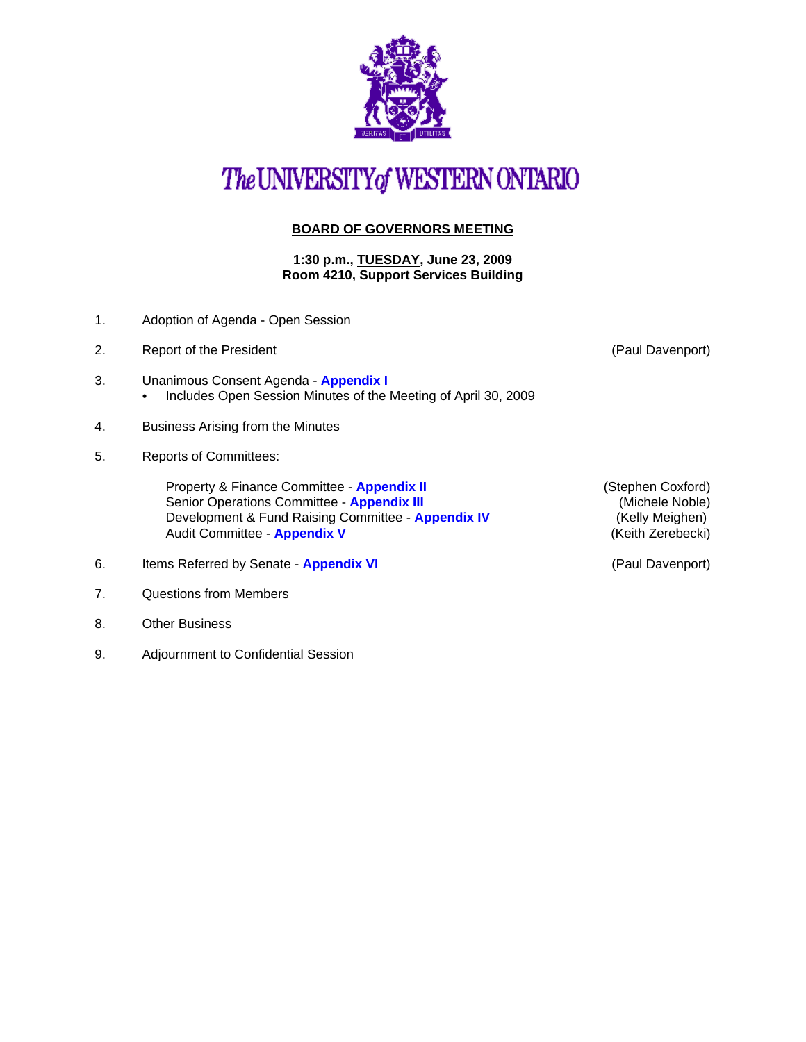# The UNIVERSITY of WESTERN ONTARIO

## BOARD OF GOVERNORS MEETING

**1:30 p.m., TUESDAY, June 23, 2009**
**Room 4210, Support Services Building**

1. Adoption of Agenda - Open Session
2. Report of the President (Paul Davenport)
3. Unanimous Consent Agenda - **Appendix I**
   - Includes Open Session Minutes of the Meeting of April 30, 2009
4. Business Arising from the Minutes
5. Reports of Committees:

   Property & Finance Committee - **Appendix II** (Stephen Coxford)
   Senior Operations Committee - **Appendix III** (Michele Noble)
   Development & Fund Raising Committee - **Appendix IV** (Kelly Meighen)
   Audit Committee - **Appendix V** (Keith Zerebecki)

6. Items Referred by Senate - **Appendix VI** (Paul Davenport)
7. Questions from Members
8. Other Business
9. Adjournment to Confidential Session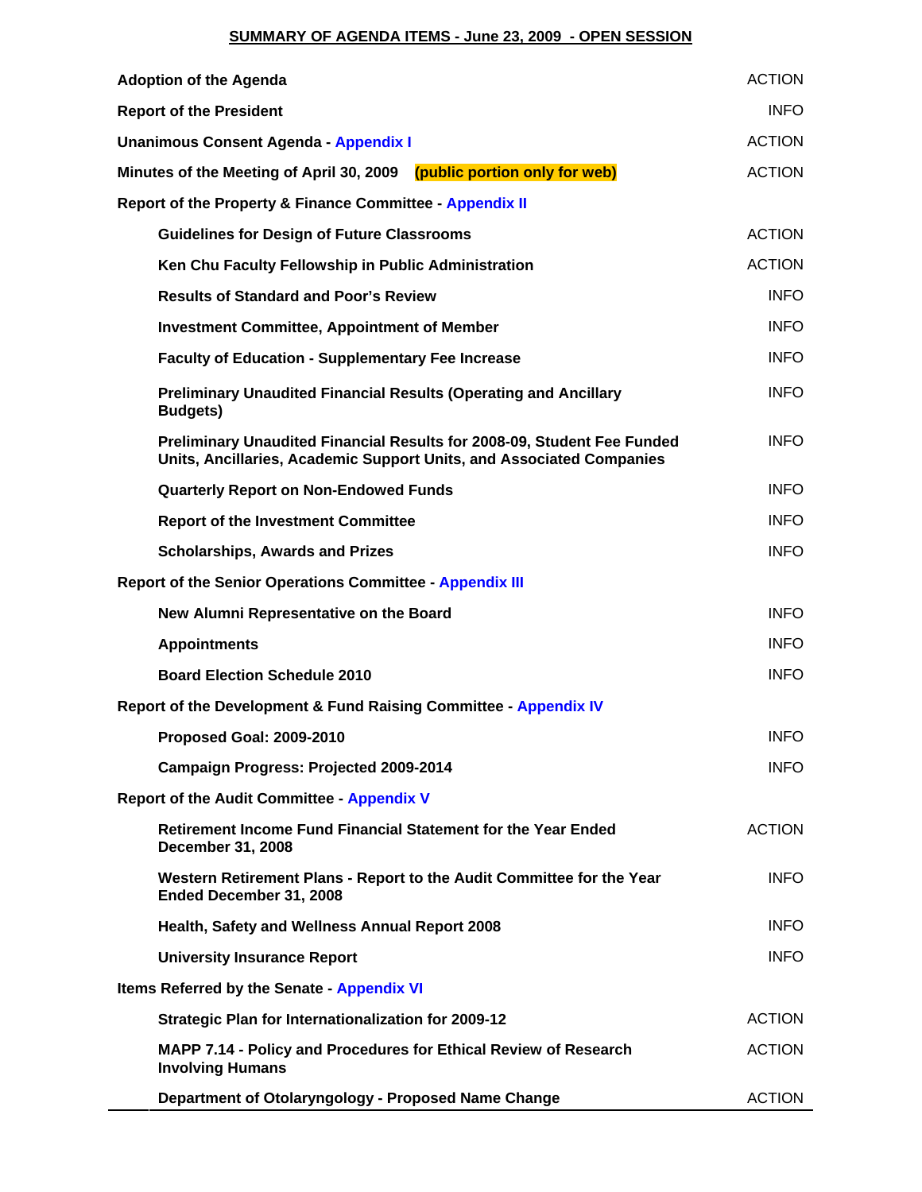## SUMMARY OF AGENDA ITEMS - June 23, 2009 - OPEN SESSION

| | |
|---|---|
| **Adoption of the Agenda** | ACTION |
| **Report of the President** | INFO |
| **Unanimous Consent Agenda - Appendix I** | ACTION |
| **Minutes of the Meeting of April 30, 2009 (public portion only for web)** | ACTION |
| **Report of the Property & Finance Committee - Appendix II** | |
| **Guidelines for Design of Future Classrooms** | ACTION |
| **Ken Chu Faculty Fellowship in Public Administration** | ACTION |
| **Results of Standard and Poor's Review** | INFO |
| **Investment Committee, Appointment of Member** | INFO |
| **Faculty of Education - Supplementary Fee Increase** | INFO |
| **Preliminary Unaudited Financial Results (Operating and Ancillary Budgets)** | INFO |
| **Preliminary Unaudited Financial Results for 2008-09, Student Fee Funded Units, Ancillaries, Academic Support Units, and Associated Companies** | INFO |
| **Quarterly Report on Non-Endowed Funds** | INFO |
| **Report of the Investment Committee** | INFO |
| **Scholarships, Awards and Prizes** | INFO |
| **Report of the Senior Operations Committee - Appendix III** | |
| **New Alumni Representative on the Board** | INFO |
| **Appointments** | INFO |
| **Board Election Schedule 2010** | INFO |
| **Report of the Development & Fund Raising Committee - Appendix IV** | |
| **Proposed Goal: 2009-2010** | INFO |
| **Campaign Progress: Projected 2009-2014** | INFO |
| **Report of the Audit Committee - Appendix V** | |
| **Retirement Income Fund Financial Statement for the Year Ended December 31, 2008** | ACTION |
| **Western Retirement Plans - Report to the Audit Committee for the Year Ended December 31, 2008** | INFO |
| **Health, Safety and Wellness Annual Report 2008** | INFO |
| **University Insurance Report** | INFO |
| **Items Referred by the Senate - Appendix VI** | |
| **Strategic Plan for Internationalization for 2009-12** | ACTION |
| **MAPP 7.14 - Policy and Procedures for Ethical Review of Research Involving Humans** | ACTION |
| **Department of Otolaryngology - Proposed Name Change** | ACTION |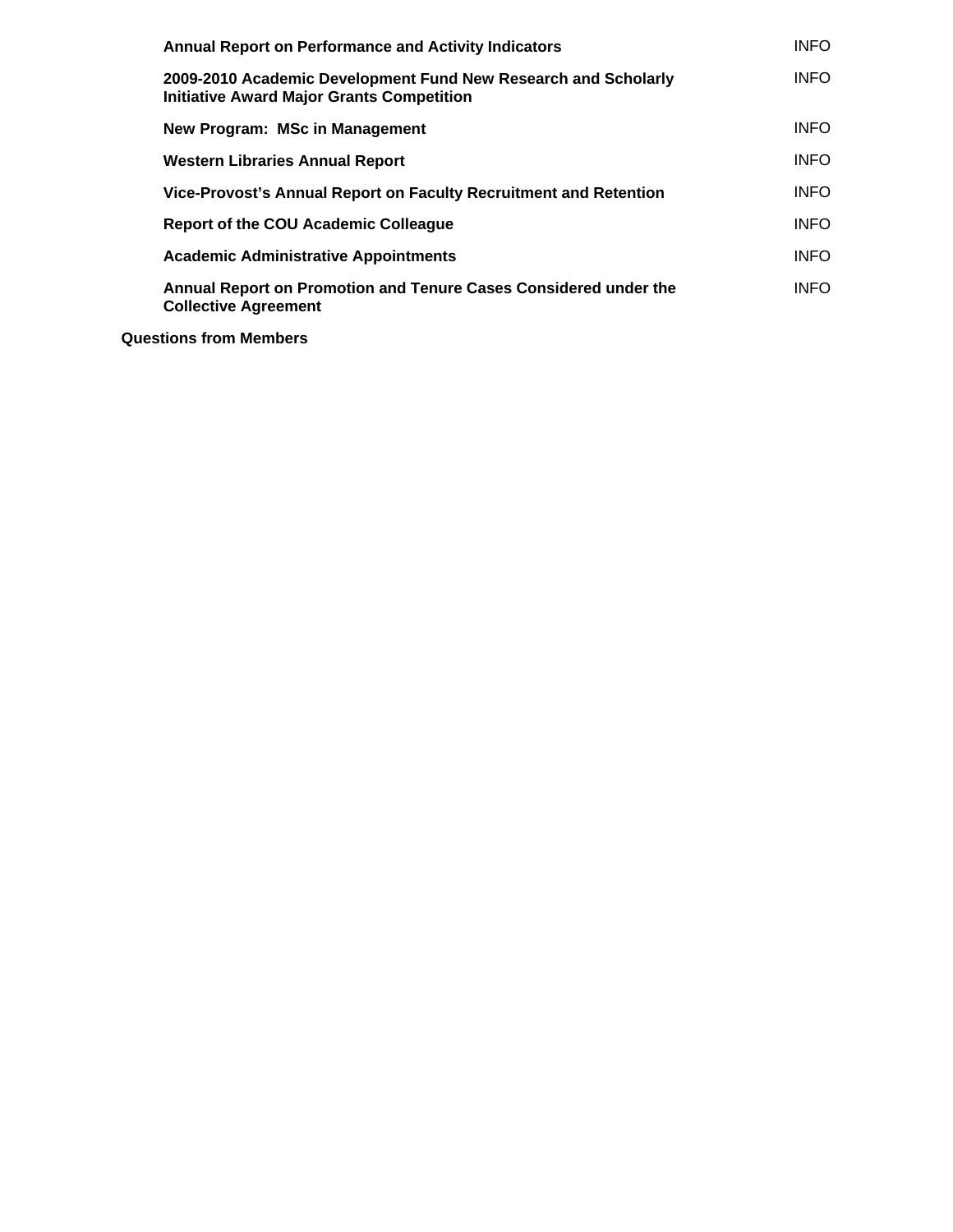| | |
|---|---|
| **Annual Report on Performance and Activity Indicators** | INFO |
| **2009-2010 Academic Development Fund New Research and Scholarly Initiative Award Major Grants Competition** | INFO |
| **New Program: MSc in Management** | INFO |
| **Western Libraries Annual Report** | INFO |
| **Vice-Provost's Annual Report on Faculty Recruitment and Retention** | INFO |
| **Report of the COU Academic Colleague** | INFO |
| **Academic Administrative Appointments** | INFO |
| **Annual Report on Promotion and Tenure Cases Considered under the Collective Agreement** | INFO |

**Questions from Members**